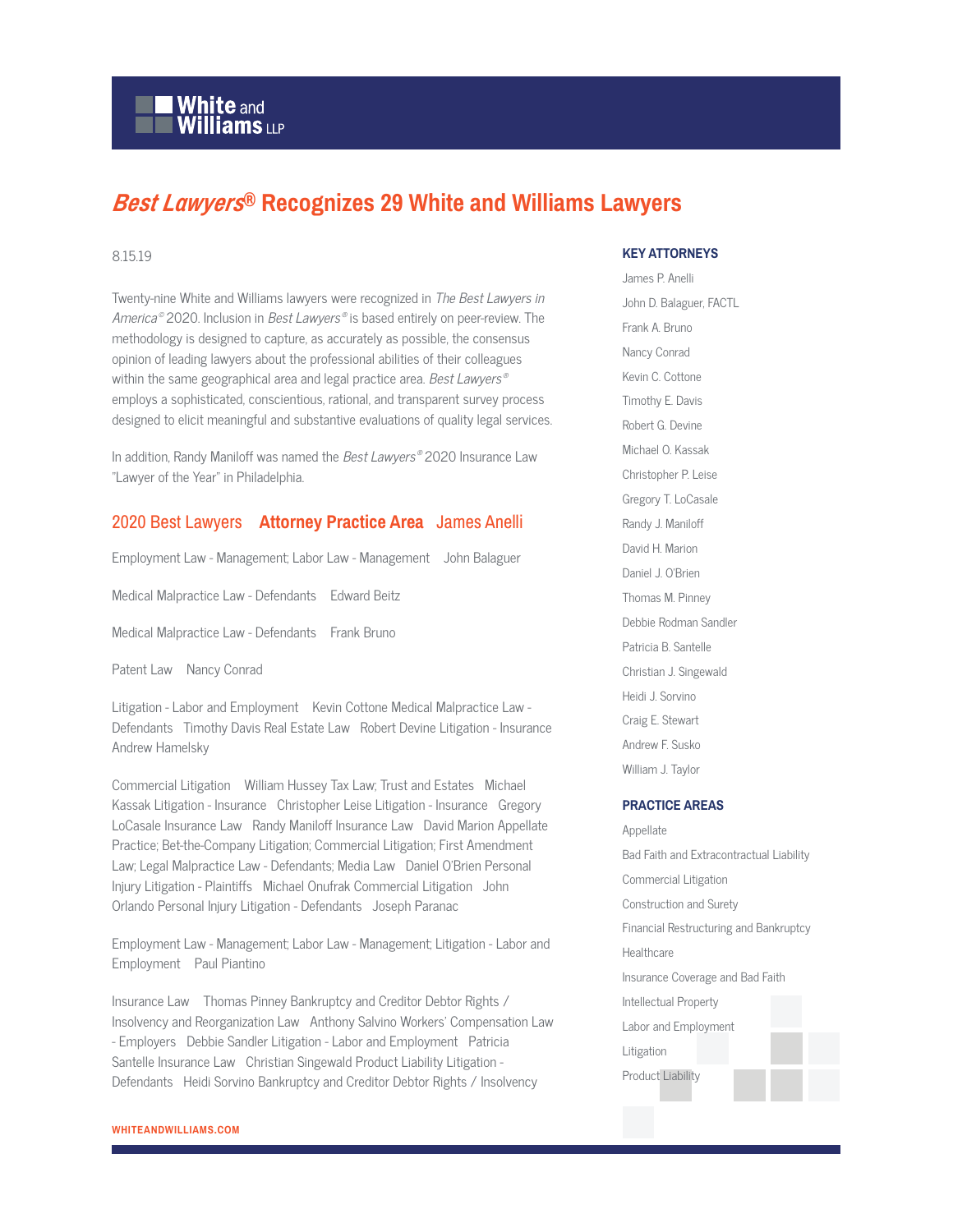# *Best Lawyers*® Recognizes 29 White and Williams Lawyers

8.15.19

Twenty-nine White and Williams lawyers were recognized in *The Best Lawyers in America*© 2020. Inclusion in *Best Lawyers*® is based entirely on peer-review. The methodology is designed to capture, as accurately as possible, the consensus opinion of leading lawyers about the professional abilities of their colleagues within the same geographical area and legal practice area. *Best Lawyers*® employs a sophisticated, conscientious, rational, and transparent survey process designed to elicit meaningful and substantive evaluations of quality legal services.

In addition, Randy Maniloff was named the *Best Lawyers*® 2020 Insurance Law "Lawyer of the Year" in Philadelphia.

## 2020 Best Lawyers **Attorney Practice Area** James Anelli

Employment Law - Management; Labor Law - Management John Balaguer

Medical Malpractice Law - Defendants Edward Beitz

Medical Malpractice Law - Defendants Frank Bruno

Patent Law Nancy Conrad

Litigation - Labor and Employment Kevin Cottone Medical Malpractice Law - Defendants Timothy Davis Real Estate Law Robert Devine Litigation - Insurance Andrew Hamelsky

Commercial Litigation William Hussey Tax Law; Trust and Estates Michael Kassak Litigation - Insurance Christopher Leise Litigation - Insurance Gregory LoCasale Insurance Law Randy Maniloff Insurance Law David Marion Appellate Practice; Bet-the-Company Litigation; Commercial Litigation; First Amendment Law; Legal Malpractice Law - Defendants; Media Law Daniel O'Brien Personal Injury Litigation - Plaintiffs Michael Onufrak Commercial Litigation John Orlando Personal Injury Litigation - Defendants Joseph Paranac

Employment Law - Management; Labor Law - Management; Litigation - Labor and Employment Paul Piantino

Insurance Law Thomas Pinney Bankruptcy and Creditor Debtor Rights / Insolvency and Reorganization Law Anthony Salvino Workers' Compensation Law - Employers Debbie Sandler Litigation - Labor and Employment Patricia Santelle Insurance Law Christian Singewald Product Liability Litigation - Defendants Heidi Sorvino Bankruptcy and Creditor Debtor Rights / Insolvency

### KEY ATTORNEYS

- James P. Anelli
- John D. Balaguer, FACTL
- Frank A. Bruno
- Nancy Conrad
- Kevin C. Cottone
- Timothy E. Davis
- Robert G. Devine
- Michael O. Kassak
- Christopher P. Leise
- Gregory T. LoCasale
- Randy J. Maniloff
- David H. Marion
- Daniel J. O'Brien
- Thomas M. Pinney
- Debbie Rodman Sandler
- Patricia B. Santelle
- Christian J. Singewald
- Heidi J. Sorvino
- Craig E. Stewart
- Andrew F. Susko
- William J. Taylor

### PRACTICE AREAS

- Appellate
- Bad Faith and Extracontractual Liability
- Commercial Litigation
- Construction and Surety
- Financial Restructuring and Bankruptcy
- Healthcare
- Insurance Coverage and Bad Faith
- Intellectual Property
- Labor and Employment
- Litigation
- Product Liability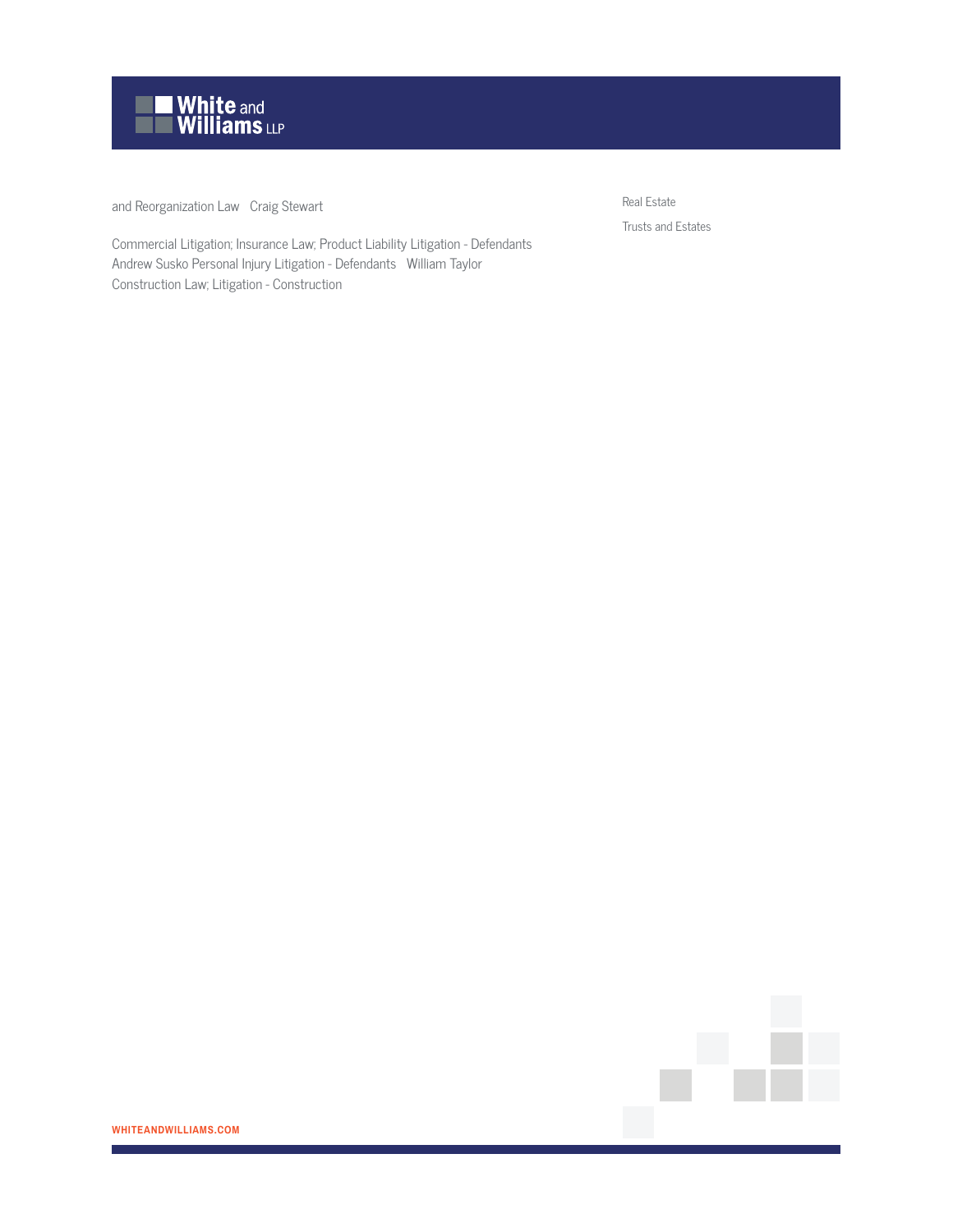and Reorganization Law   Craig Stewart

Commercial Litigation; Insurance Law; Product Liability Litigation - Defendants
Andrew Susko Personal Injury Litigation - Defendants   William Taylor
Construction Law; Litigation - Construction

Real Estate

Trusts and Estates